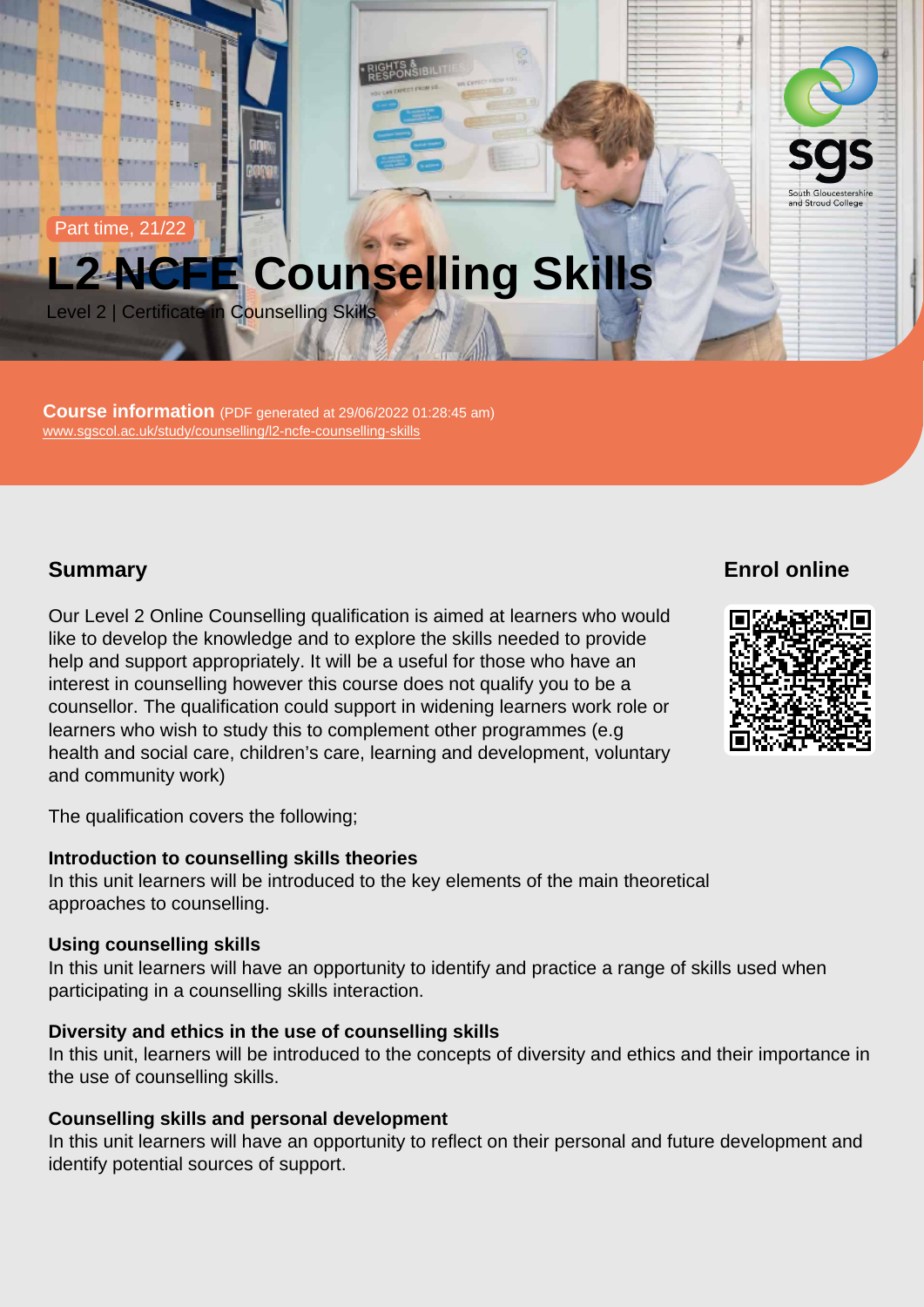Part time, 21/22

# L2 NCFE Counselling Skills

Level 2 | Certificate in Counselling Skills

**Course information** (PDF generated at 29/06/2022 01:28:45 am)
www.sgscol.ac.uk/study/counselling/l2-ncfe-counselling-skills

## Summary

Our Level 2 Online Counselling qualification is aimed at learners who would like to develop the knowledge and to explore the skills needed to provide help and support appropriately. It will be a useful for those who have an interest in counselling however this course does not qualify you to be a counsellor. The qualification could support in widening learners work role or learners who wish to study this to complement other programmes (e.g health and social care, children's care, learning and development, voluntary and community work)

The qualification covers the following;

**Introduction to counselling skills theories**
In this unit learners will be introduced to the key elements of the main theoretical approaches to counselling.

**Using counselling skills**
In this unit learners will have an opportunity to identify and practice a range of skills used when participating in a counselling skills interaction.

**Diversity and ethics in the use of counselling skills**
In this unit, learners will be introduced to the concepts of diversity and ethics and their importance in the use of counselling skills.

**Counselling skills and personal development**
In this unit learners will have an opportunity to reflect on their personal and future development and identify potential sources of support.

## Enrol online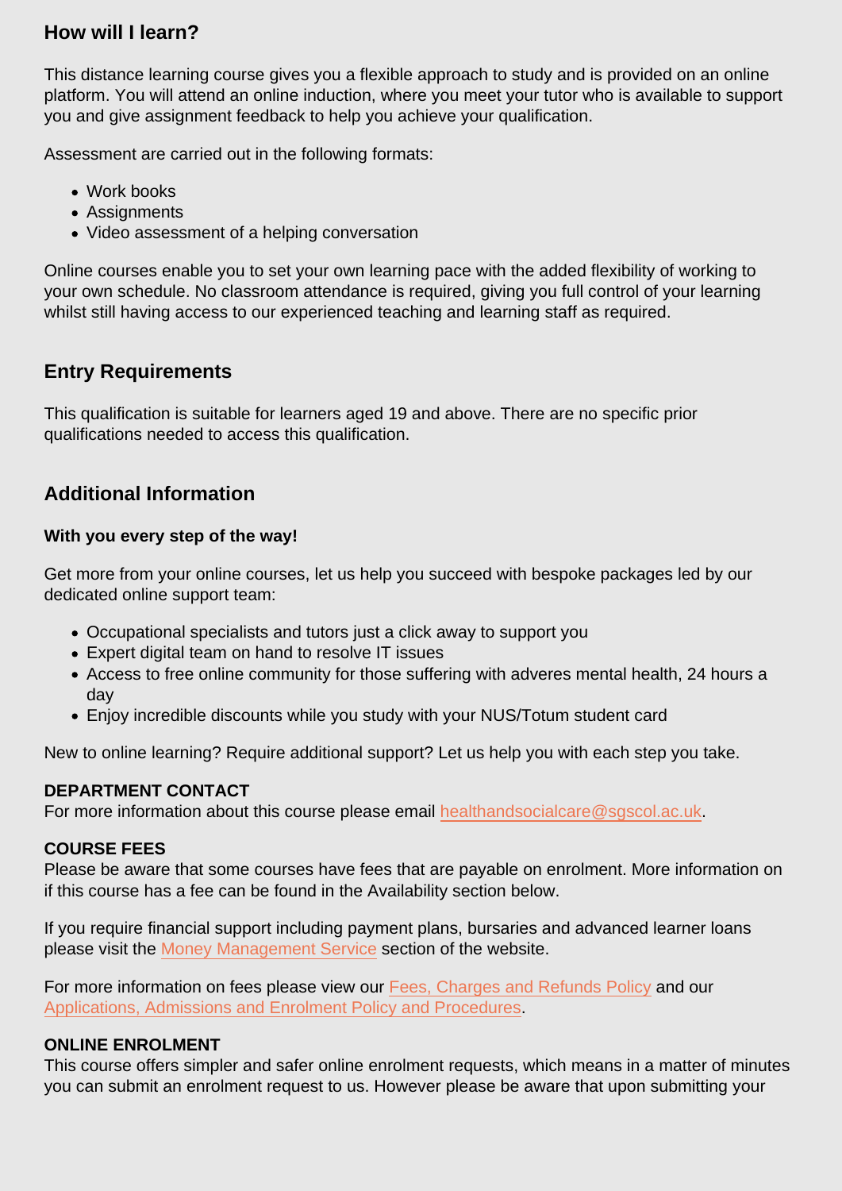## How will I learn?

This distance learning course gives you a flexible approach to study and is provided on an online platform. You will attend an online induction, where you meet your tutor who is available to support you and give assignment feedback to help you achieve your qualification.

Assessment are carried out in the following formats:

- Work books
- Assignments
- Video assessment of a helping conversation

Online courses enable you to set your own learning pace with the added flexibility of working to your own schedule. No classroom attendance is required, giving you full control of your learning whilst still having access to our experienced teaching and learning staff as required.

## Entry Requirements

This qualification is suitable for learners aged 19 and above. There are no specific prior qualifications needed to access this qualification.

## Additional Information

**With you every step of the way!**

Get more from your online courses, let us help you succeed with bespoke packages led by our dedicated online support team:

- Occupational specialists and tutors just a click away to support you
- Expert digital team on hand to resolve IT issues
- Access to free online community for those suffering with adveres mental health, 24 hours a day
- Enjoy incredible discounts while you study with your NUS/Totum student card

New to online learning? Require additional support? Let us help you with each step you take.

**DEPARTMENT CONTACT**
For more information about this course please email healthandsocialcare@sgscol.ac.uk.

**COURSE FEES**
Please be aware that some courses have fees that are payable on enrolment. More information on if this course has a fee can be found in the Availability section below.

If you require financial support including payment plans, bursaries and advanced learner loans please visit the Money Management Service section of the website.

For more information on fees please view our Fees, Charges and Refunds Policy and our Applications, Admissions and Enrolment Policy and Procedures.

**ONLINE ENROLMENT**
This course offers simpler and safer online enrolment requests, which means in a matter of minutes you can submit an enrolment request to us. However please be aware that upon submitting your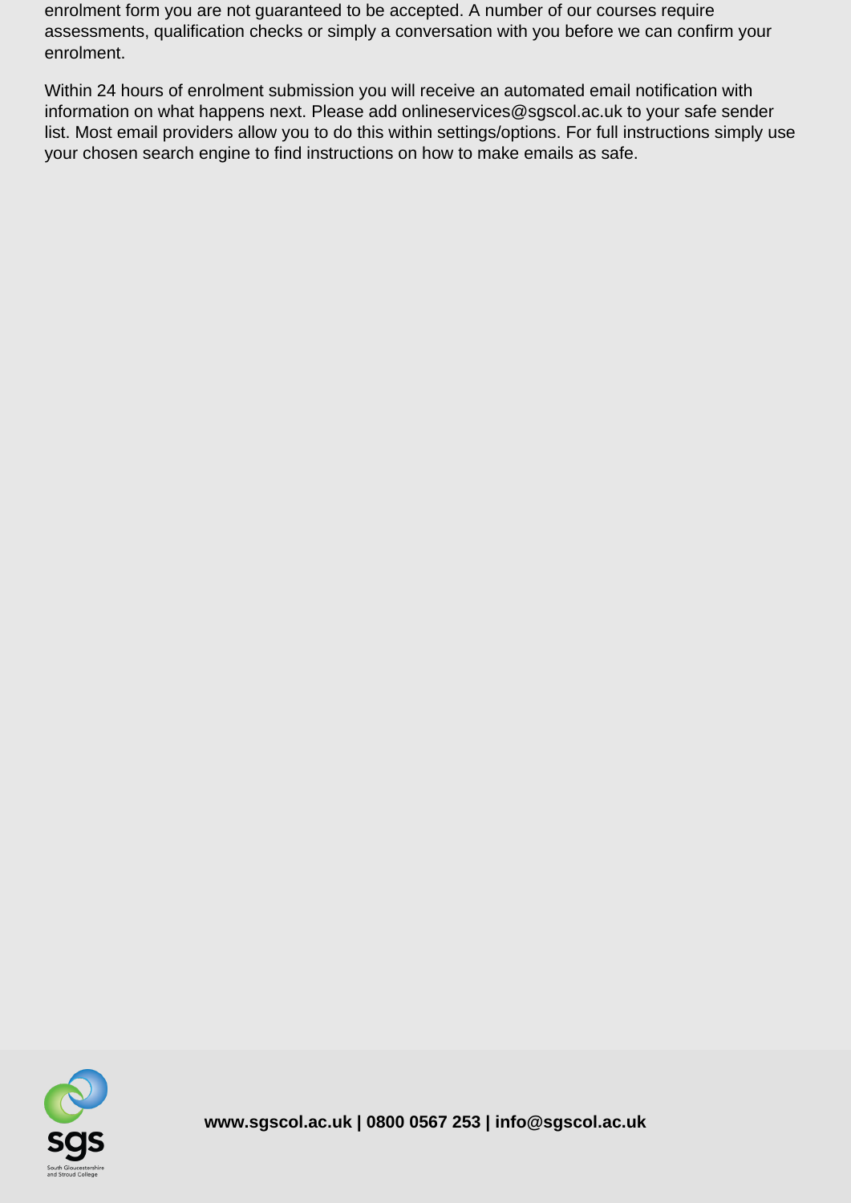enrolment form you are not guaranteed to be accepted. A number of our courses require assessments, qualification checks or simply a conversation with you before we can confirm your enrolment.

Within 24 hours of enrolment submission you will receive an automated email notification with information on what happens next. Please add onlineservices@sgscol.ac.uk to your safe sender list. Most email providers allow you to do this within settings/options. For full instructions simply use your chosen search engine to find instructions on how to make emails as safe.

**www.sgscol.ac.uk | 0800 0567 253 | info@sgscol.ac.uk**